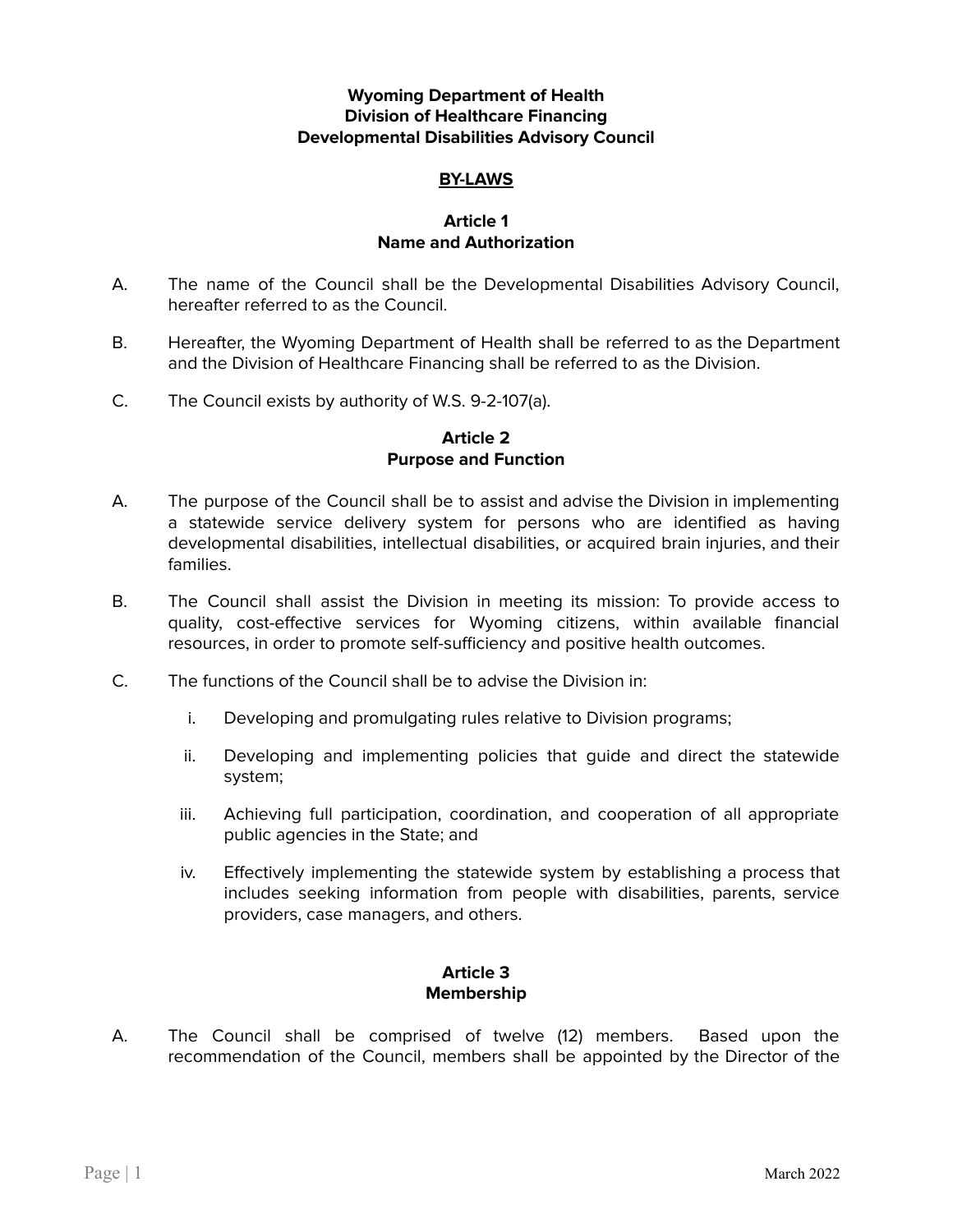**Wyoming Department of Health**
**Division of Healthcare Financing**
**Developmental Disabilities Advisory Council**

# BY-LAWS

## Article 1
## Name and Authorization

A. The name of the Council shall be the Developmental Disabilities Advisory Council, hereafter referred to as the Council.

B. Hereafter, the Wyoming Department of Health shall be referred to as the Department and the Division of Healthcare Financing shall be referred to as the Division.

C. The Council exists by authority of W.S. 9-2-107(a).

## Article 2
## Purpose and Function

A. The purpose of the Council shall be to assist and advise the Division in implementing a statewide service delivery system for persons who are identified as having developmental disabilities, intellectual disabilities, or acquired brain injuries, and their families.

B. The Council shall assist the Division in meeting its mission: To provide access to quality, cost-effective services for Wyoming citizens, within available financial resources, in order to promote self-sufficiency and positive health outcomes.

C. The functions of the Council shall be to advise the Division in:

   i. Developing and promulgating rules relative to Division programs;

   ii. Developing and implementing policies that guide and direct the statewide system;

   iii. Achieving full participation, coordination, and cooperation of all appropriate public agencies in the State; and

   iv. Effectively implementing the statewide system by establishing a process that includes seeking information from people with disabilities, parents, service providers, case managers, and others.

## Article 3
## Membership

A. The Council shall be comprised of twelve (12) members. Based upon the recommendation of the Council, members shall be appointed by the Director of the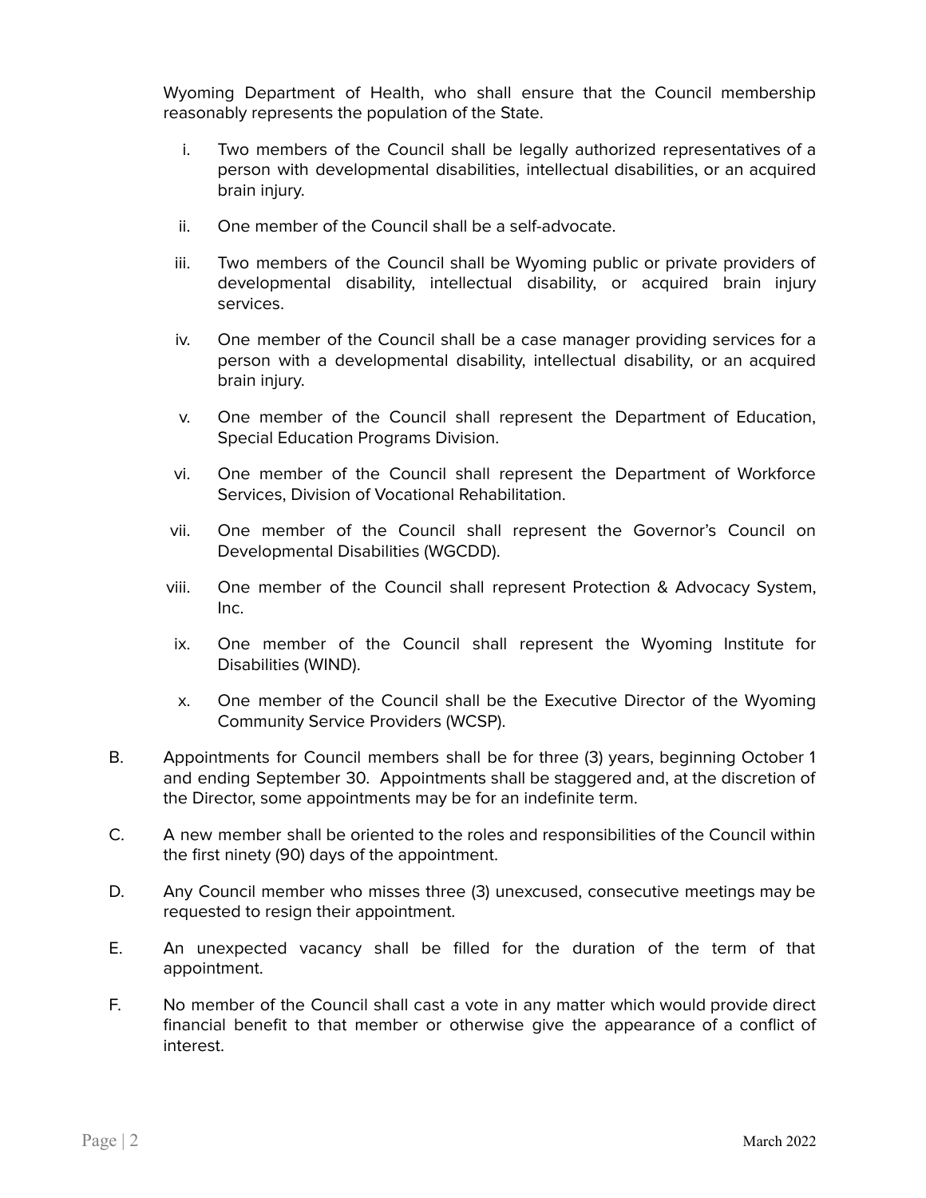Wyoming Department of Health, who shall ensure that the Council membership reasonably represents the population of the State.

i. Two members of the Council shall be legally authorized representatives of a person with developmental disabilities, intellectual disabilities, or an acquired brain injury.

ii. One member of the Council shall be a self-advocate.

iii. Two members of the Council shall be Wyoming public or private providers of developmental disability, intellectual disability, or acquired brain injury services.

iv. One member of the Council shall be a case manager providing services for a person with a developmental disability, intellectual disability, or an acquired brain injury.

v. One member of the Council shall represent the Department of Education, Special Education Programs Division.

vi. One member of the Council shall represent the Department of Workforce Services, Division of Vocational Rehabilitation.

vii. One member of the Council shall represent the Governor's Council on Developmental Disabilities (WGCDD).

viii. One member of the Council shall represent Protection & Advocacy System, Inc.

ix. One member of the Council shall represent the Wyoming Institute for Disabilities (WIND).

x. One member of the Council shall be the Executive Director of the Wyoming Community Service Providers (WCSP).

B. Appointments for Council members shall be for three (3) years, beginning October 1 and ending September 30. Appointments shall be staggered and, at the discretion of the Director, some appointments may be for an indefinite term.

C. A new member shall be oriented to the roles and responsibilities of the Council within the first ninety (90) days of the appointment.

D. Any Council member who misses three (3) unexcused, consecutive meetings may be requested to resign their appointment.

E. An unexpected vacancy shall be filled for the duration of the term of that appointment.

F. No member of the Council shall cast a vote in any matter which would provide direct financial benefit to that member or otherwise give the appearance of a conflict of interest.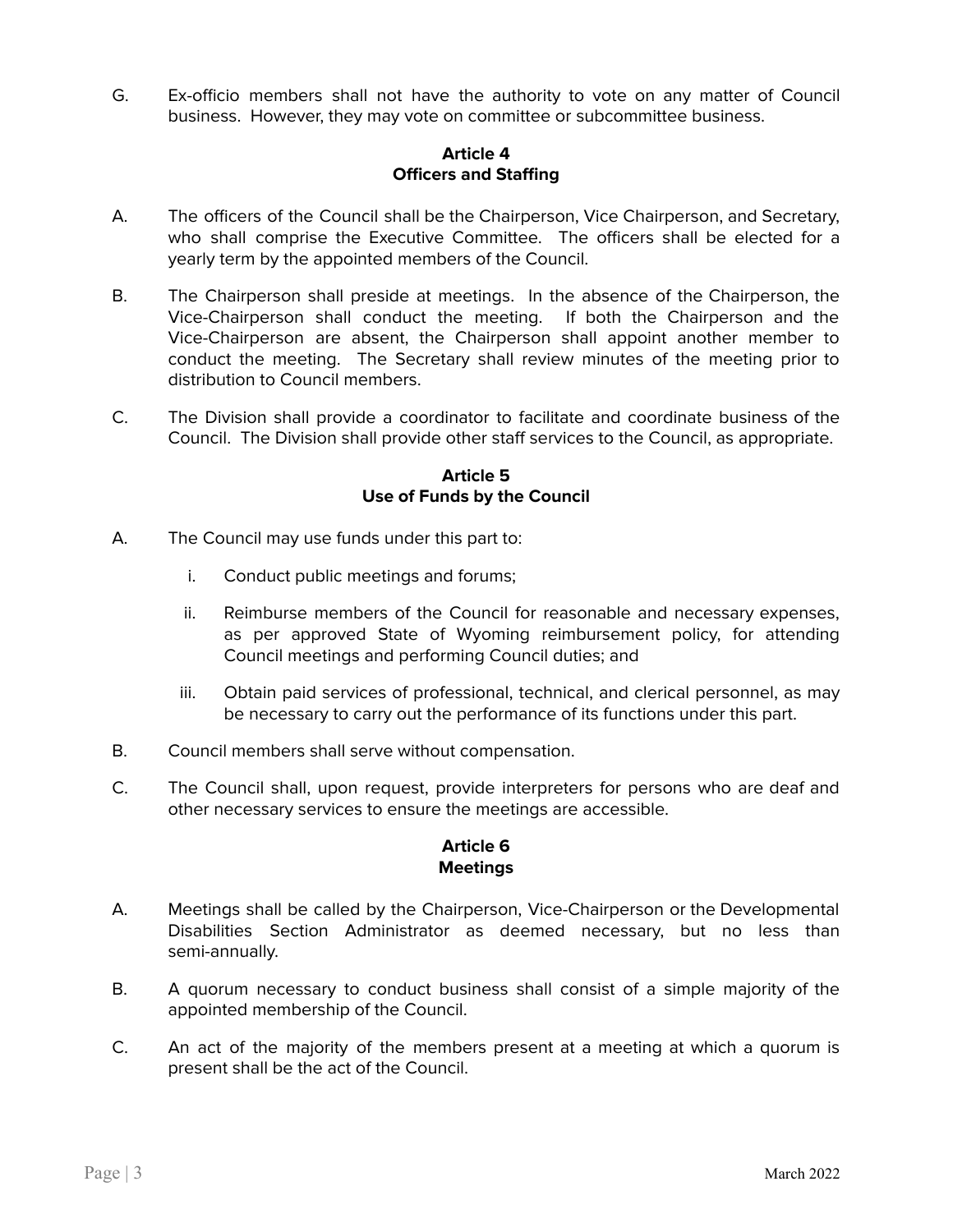G. Ex-officio members shall not have the authority to vote on any matter of Council business. However, they may vote on committee or subcommittee business.

## Article 4
## Officers and Staffing

A. The officers of the Council shall be the Chairperson, Vice Chairperson, and Secretary, who shall comprise the Executive Committee. The officers shall be elected for a yearly term by the appointed members of the Council.

B. The Chairperson shall preside at meetings. In the absence of the Chairperson, the Vice-Chairperson shall conduct the meeting. If both the Chairperson and the Vice-Chairperson are absent, the Chairperson shall appoint another member to conduct the meeting. The Secretary shall review minutes of the meeting prior to distribution to Council members.

C. The Division shall provide a coordinator to facilitate and coordinate business of the Council. The Division shall provide other staff services to the Council, as appropriate.

## Article 5
## Use of Funds by the Council

A. The Council may use funds under this part to:

   i. Conduct public meetings and forums;

   ii. Reimburse members of the Council for reasonable and necessary expenses, as per approved State of Wyoming reimbursement policy, for attending Council meetings and performing Council duties; and

   iii. Obtain paid services of professional, technical, and clerical personnel, as may be necessary to carry out the performance of its functions under this part.

B. Council members shall serve without compensation.

C. The Council shall, upon request, provide interpreters for persons who are deaf and other necessary services to ensure the meetings are accessible.

## Article 6
## Meetings

A. Meetings shall be called by the Chairperson, Vice-Chairperson or the Developmental Disabilities Section Administrator as deemed necessary, but no less than semi-annually.

B. A quorum necessary to conduct business shall consist of a simple majority of the appointed membership of the Council.

C. An act of the majority of the members present at a meeting at which a quorum is present shall be the act of the Council.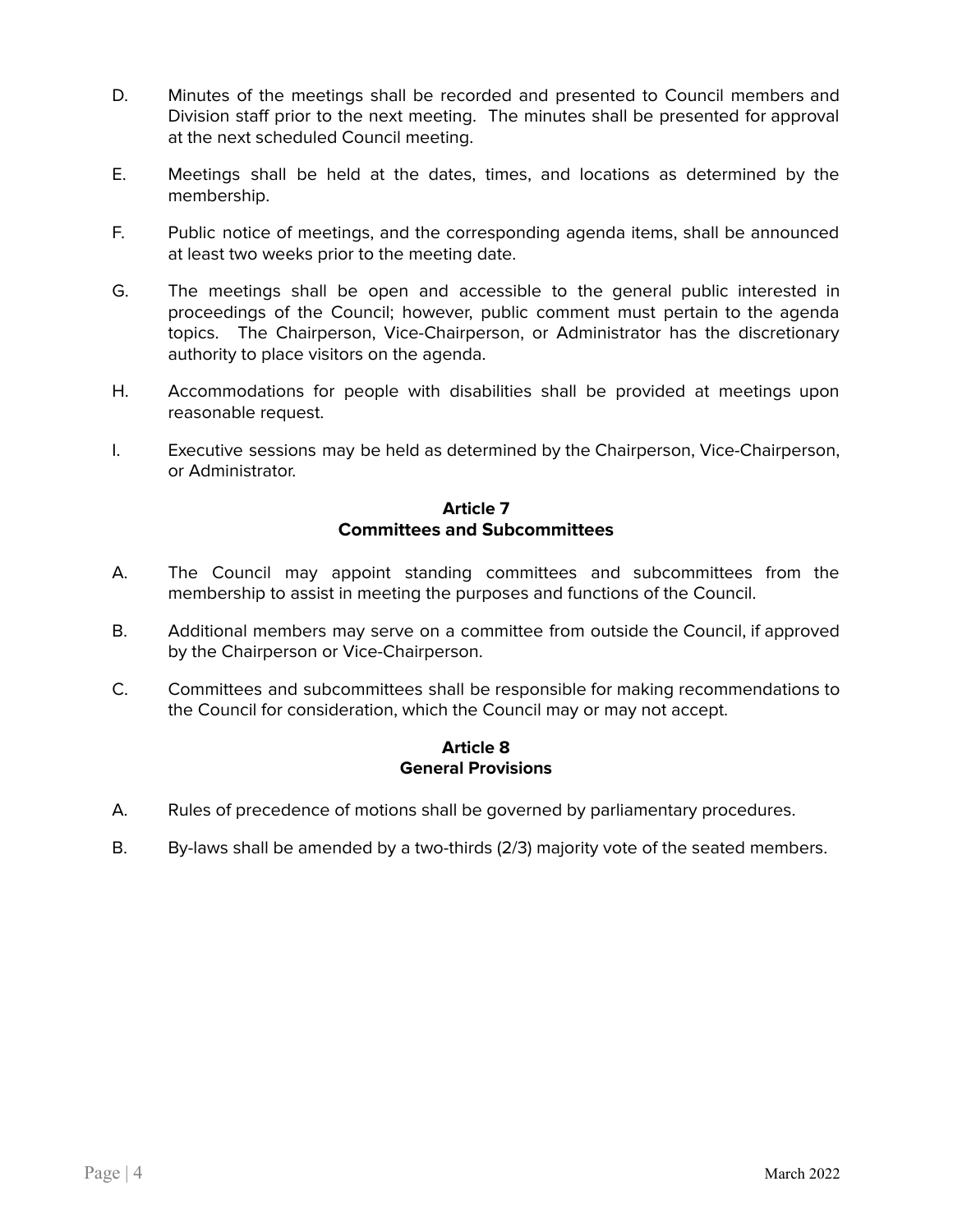D. Minutes of the meetings shall be recorded and presented to Council members and Division staff prior to the next meeting. The minutes shall be presented for approval at the next scheduled Council meeting.

E. Meetings shall be held at the dates, times, and locations as determined by the membership.

F. Public notice of meetings, and the corresponding agenda items, shall be announced at least two weeks prior to the meeting date.

G. The meetings shall be open and accessible to the general public interested in proceedings of the Council; however, public comment must pertain to the agenda topics. The Chairperson, Vice-Chairperson, or Administrator has the discretionary authority to place visitors on the agenda.

H. Accommodations for people with disabilities shall be provided at meetings upon reasonable request.

I. Executive sessions may be held as determined by the Chairperson, Vice-Chairperson, or Administrator.

## Article 7
## Committees and Subcommittees

A. The Council may appoint standing committees and subcommittees from the membership to assist in meeting the purposes and functions of the Council.

B. Additional members may serve on a committee from outside the Council, if approved by the Chairperson or Vice-Chairperson.

C. Committees and subcommittees shall be responsible for making recommendations to the Council for consideration, which the Council may or may not accept.

## Article 8
## General Provisions

A. Rules of precedence of motions shall be governed by parliamentary procedures.

B. By-laws shall be amended by a two-thirds (2/3) majority vote of the seated members.